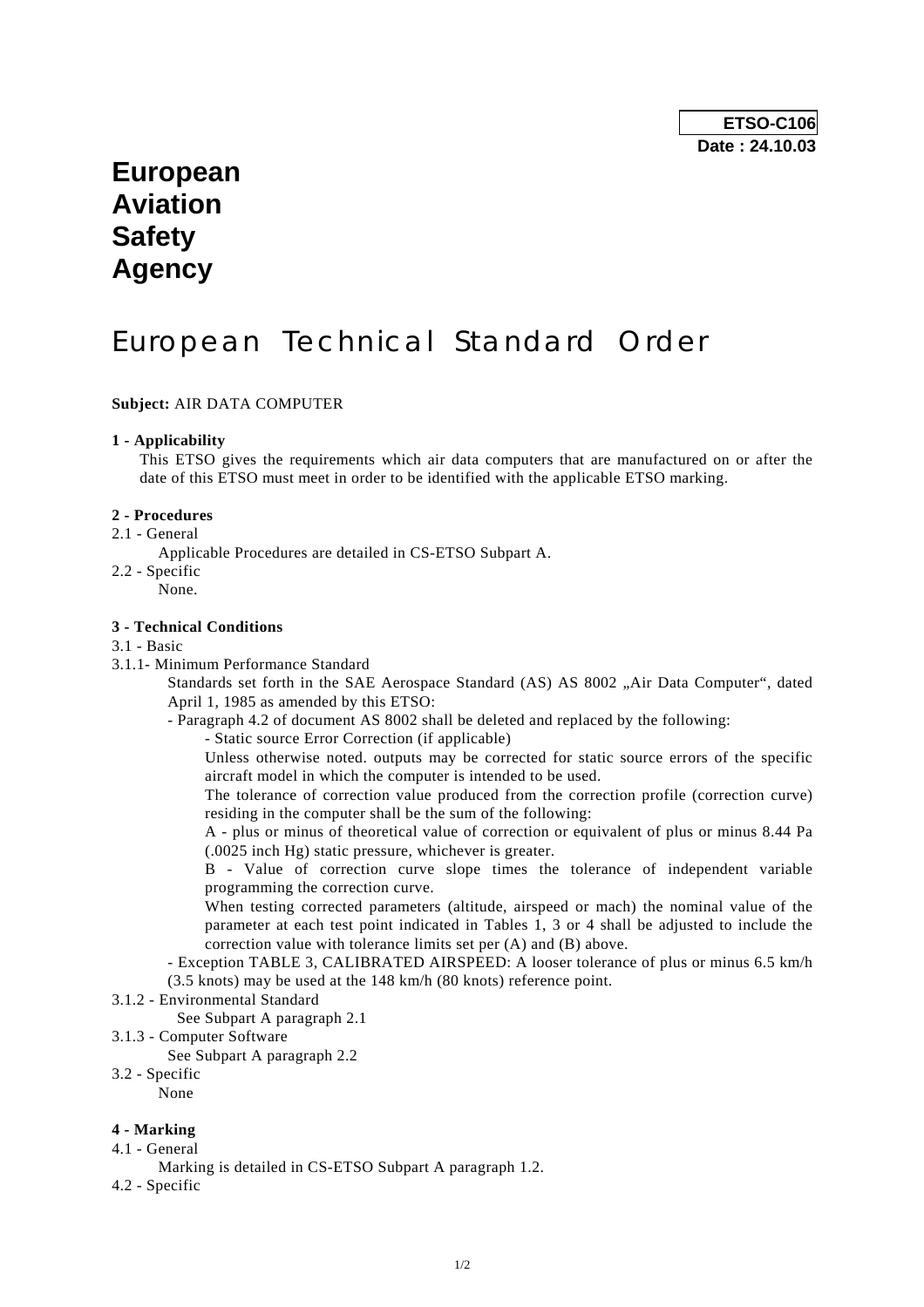**ETSO-C106**
**Date : 24.10.03**

# European Aviation Safety Agency

# European Technical Standard Order

**Subject:** AIR DATA COMPUTER

**1 - Applicability**

This ETSO gives the requirements which air data computers that are manufactured on or after the date of this ETSO must meet in order to be identified with the applicable ETSO marking.

**2 - Procedures**

2.1 - General

Applicable Procedures are detailed in CS-ETSO Subpart A.

2.2 - Specific

None.

**3 - Technical Conditions**

3.1 - Basic

3.1.1- Minimum Performance Standard

Standards set forth in the SAE Aerospace Standard (AS) AS 8002 „Air Data Computer“, dated April 1, 1985 as amended by this ETSO:

- Paragraph 4.2 of document AS 8002 shall be deleted and replaced by the following:

  - Static source Error Correction (if applicable)

    Unless otherwise noted. outputs may be corrected for static source errors of the specific aircraft model in which the computer is intended to be used.

    The tolerance of correction value produced from the correction profile (correction curve) residing in the computer shall be the sum of the following:

    A - plus or minus of theoretical value of correction or equivalent of plus or minus 8.44 Pa (.0025 inch Hg) static pressure, whichever is greater.

    B - Value of correction curve slope times the tolerance of independent variable programming the correction curve.

    When testing corrected parameters (altitude, airspeed or mach) the nominal value of the parameter at each test point indicated in Tables 1, 3 or 4 shall be adjusted to include the correction value with tolerance limits set per (A) and (B) above.

- Exception TABLE 3, CALIBRATED AIRSPEED: A looser tolerance of plus or minus 6.5 km/h (3.5 knots) may be used at the 148 km/h (80 knots) reference point.

3.1.2 - Environmental Standard

See Subpart A paragraph 2.1

3.1.3 - Computer Software

See Subpart A paragraph 2.2

3.2 - Specific

None

**4 - Marking**

4.1 - General

Marking is detailed in CS-ETSO Subpart A paragraph 1.2.

4.2 - Specific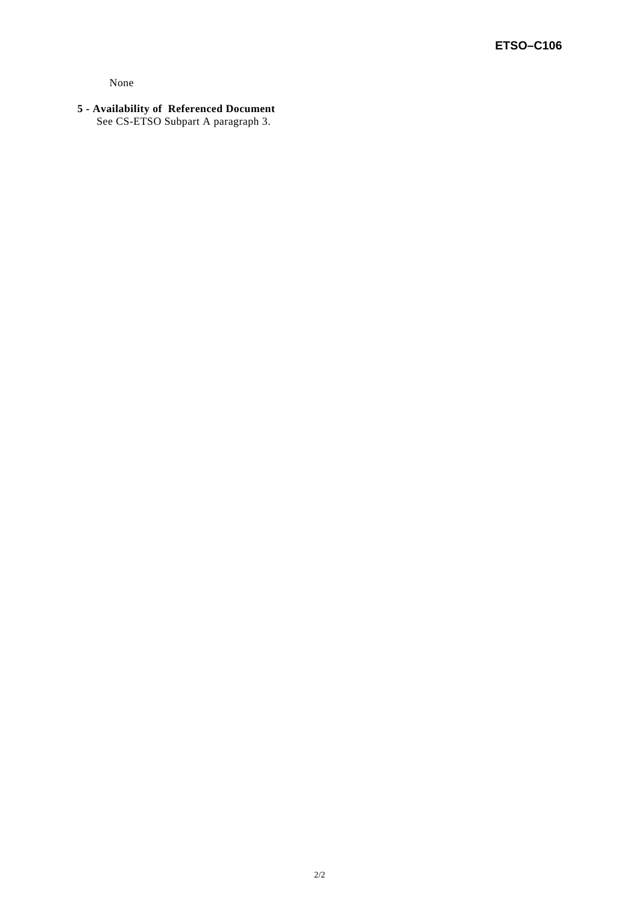None

**5 - Availability of Referenced Document**

See CS-ETSO Subpart A paragraph 3.